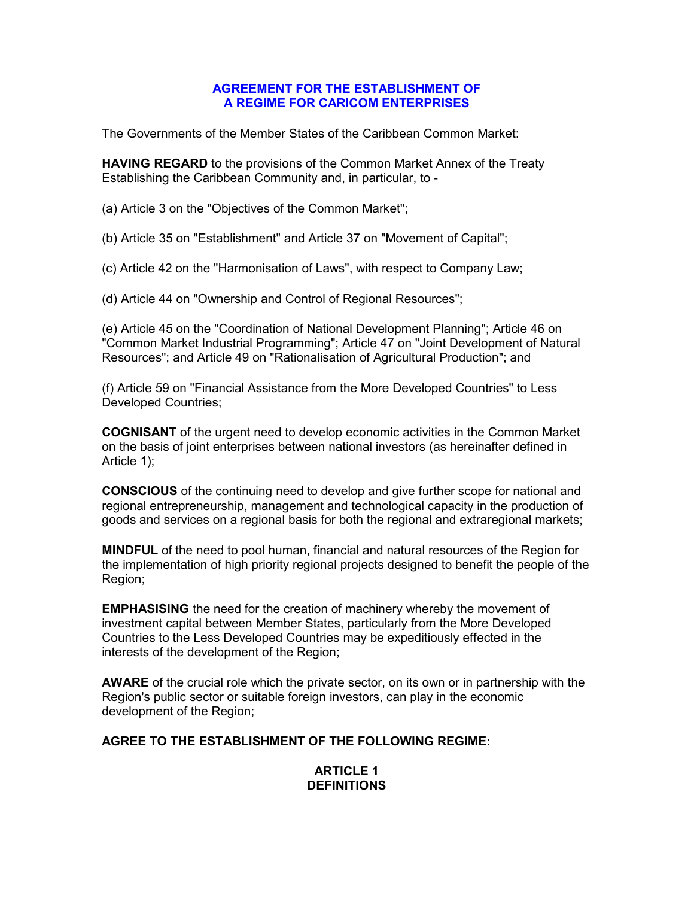# AGREEMENT FOR THE ESTABLISHMENT OF A REGIME FOR CARICOM ENTERPRISES

The Governments of the Member States of the Caribbean Common Market:

**HAVING REGARD** to the provisions of the Common Market Annex of the Treaty Establishing the Caribbean Community and, in particular, to -

(a) Article 3 on the "Objectives of the Common Market";

(b) Article 35 on "Establishment" and Article 37 on "Movement of Capital";

(c) Article 42 on the "Harmonisation of Laws", with respect to Company Law;

(d) Article 44 on "Ownership and Control of Regional Resources";

(e) Article 45 on the "Coordination of National Development Planning"; Article 46 on "Common Market Industrial Programming"; Article 47 on "Joint Development of Natural Resources"; and Article 49 on "Rationalisation of Agricultural Production"; and

(f) Article 59 on "Financial Assistance from the More Developed Countries" to Less Developed Countries;

**COGNISANT** of the urgent need to develop economic activities in the Common Market on the basis of joint enterprises between national investors (as hereinafter defined in Article 1);

**CONSCIOUS** of the continuing need to develop and give further scope for national and regional entrepreneurship, management and technological capacity in the production of goods and services on a regional basis for both the regional and extraregional markets;

**MINDFUL** of the need to pool human, financial and natural resources of the Region for the implementation of high priority regional projects designed to benefit the people of the Region;

**EMPHASISING** the need for the creation of machinery whereby the movement of investment capital between Member States, particularly from the More Developed Countries to the Less Developed Countries may be expeditiously effected in the interests of the development of the Region;

**AWARE** of the crucial role which the private sector, on its own or in partnership with the Region's public sector or suitable foreign investors, can play in the economic development of the Region;

**AGREE TO THE ESTABLISHMENT OF THE FOLLOWING REGIME:**

## ARTICLE 1
## DEFINITIONS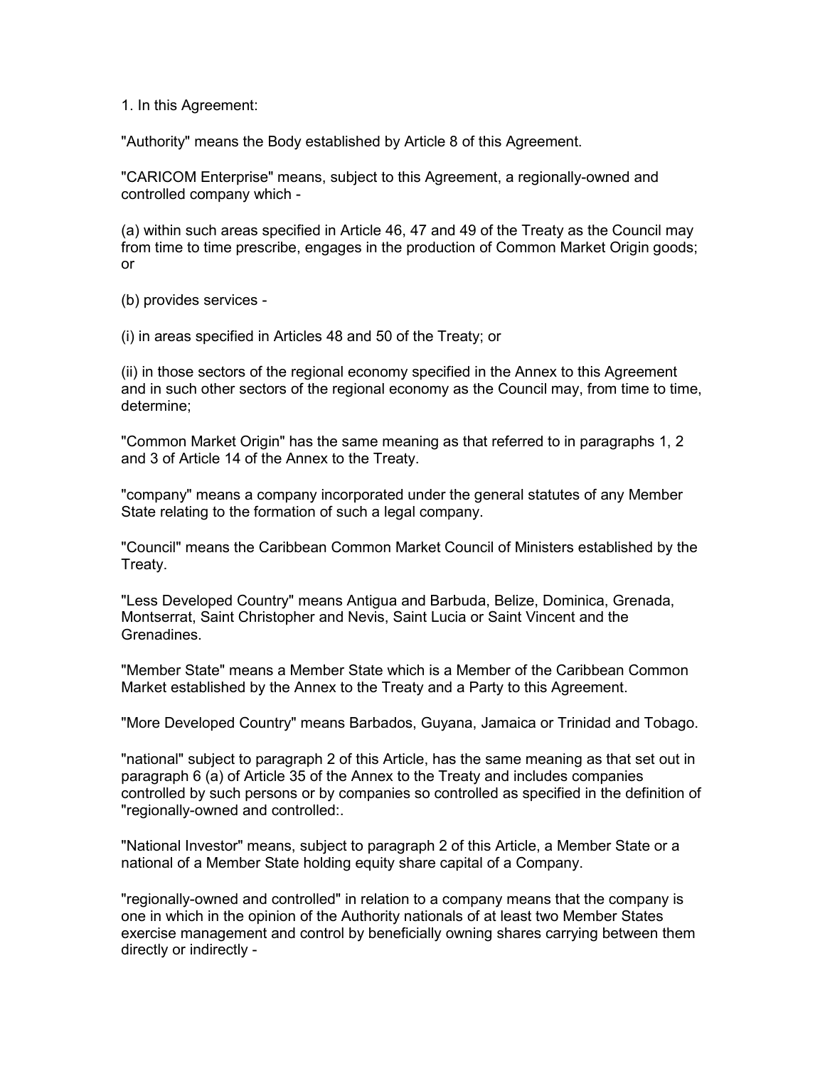1. In this Agreement:

"Authority" means the Body established by Article 8 of this Agreement.

"CARICOM Enterprise" means, subject to this Agreement, a regionally-owned and controlled company which -

(a) within such areas specified in Article 46, 47 and 49 of the Treaty as the Council may from time to time prescribe, engages in the production of Common Market Origin goods; or

(b) provides services -

(i) in areas specified in Articles 48 and 50 of the Treaty; or

(ii) in those sectors of the regional economy specified in the Annex to this Agreement and in such other sectors of the regional economy as the Council may, from time to time, determine;

"Common Market Origin" has the same meaning as that referred to in paragraphs 1, 2 and 3 of Article 14 of the Annex to the Treaty.

"company" means a company incorporated under the general statutes of any Member State relating to the formation of such a legal company.

"Council" means the Caribbean Common Market Council of Ministers established by the Treaty.

"Less Developed Country" means Antigua and Barbuda, Belize, Dominica, Grenada, Montserrat, Saint Christopher and Nevis, Saint Lucia or Saint Vincent and the Grenadines.

"Member State" means a Member State which is a Member of the Caribbean Common Market established by the Annex to the Treaty and a Party to this Agreement.

"More Developed Country" means Barbados, Guyana, Jamaica or Trinidad and Tobago.

"national" subject to paragraph 2 of this Article, has the same meaning as that set out in paragraph 6 (a) of Article 35 of the Annex to the Treaty and includes companies controlled by such persons or by companies so controlled as specified in the definition of "regionally-owned and controlled:.

"National Investor" means, subject to paragraph 2 of this Article, a Member State or a national of a Member State holding equity share capital of a Company.

"regionally-owned and controlled" in relation to a company means that the company is one in which in the opinion of the Authority nationals of at least two Member States exercise management and control by beneficially owning shares carrying between them directly or indirectly -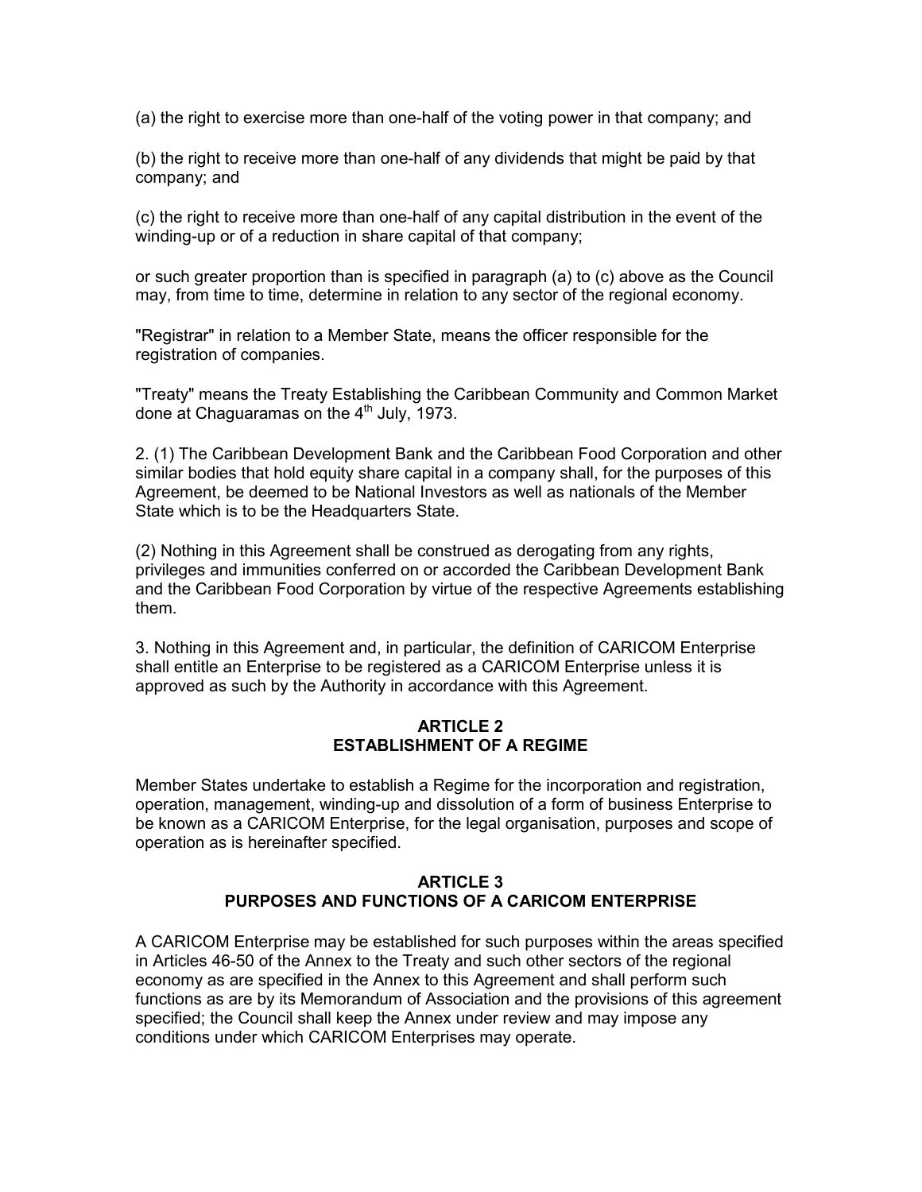(a) the right to exercise more than one-half of the voting power in that company; and

(b) the right to receive more than one-half of any dividends that might be paid by that company; and

(c) the right to receive more than one-half of any capital distribution in the event of the winding-up or of a reduction in share capital of that company;

or such greater proportion than is specified in paragraph (a) to (c) above as the Council may, from time to time, determine in relation to any sector of the regional economy.

"Registrar" in relation to a Member State, means the officer responsible for the registration of companies.

"Treaty" means the Treaty Establishing the Caribbean Community and Common Market done at Chaguaramas on the 4th July, 1973.

2. (1) The Caribbean Development Bank and the Caribbean Food Corporation and other similar bodies that hold equity share capital in a company shall, for the purposes of this Agreement, be deemed to be National Investors as well as nationals of the Member State which is to be the Headquarters State.

(2) Nothing in this Agreement shall be construed as derogating from any rights, privileges and immunities conferred on or accorded the Caribbean Development Bank and the Caribbean Food Corporation by virtue of the respective Agreements establishing them.

3. Nothing in this Agreement and, in particular, the definition of CARICOM Enterprise shall entitle an Enterprise to be registered as a CARICOM Enterprise unless it is approved as such by the Authority in accordance with this Agreement.

## ARTICLE 2
## ESTABLISHMENT OF A REGIME

Member States undertake to establish a Regime for the incorporation and registration, operation, management, winding-up and dissolution of a form of business Enterprise to be known as a CARICOM Enterprise, for the legal organisation, purposes and scope of operation as is hereinafter specified.

## ARTICLE 3
## PURPOSES AND FUNCTIONS OF A CARICOM ENTERPRISE

A CARICOM Enterprise may be established for such purposes within the areas specified in Articles 46-50 of the Annex to the Treaty and such other sectors of the regional economy as are specified in the Annex to this Agreement and shall perform such functions as are by its Memorandum of Association and the provisions of this agreement specified; the Council shall keep the Annex under review and may impose any conditions under which CARICOM Enterprises may operate.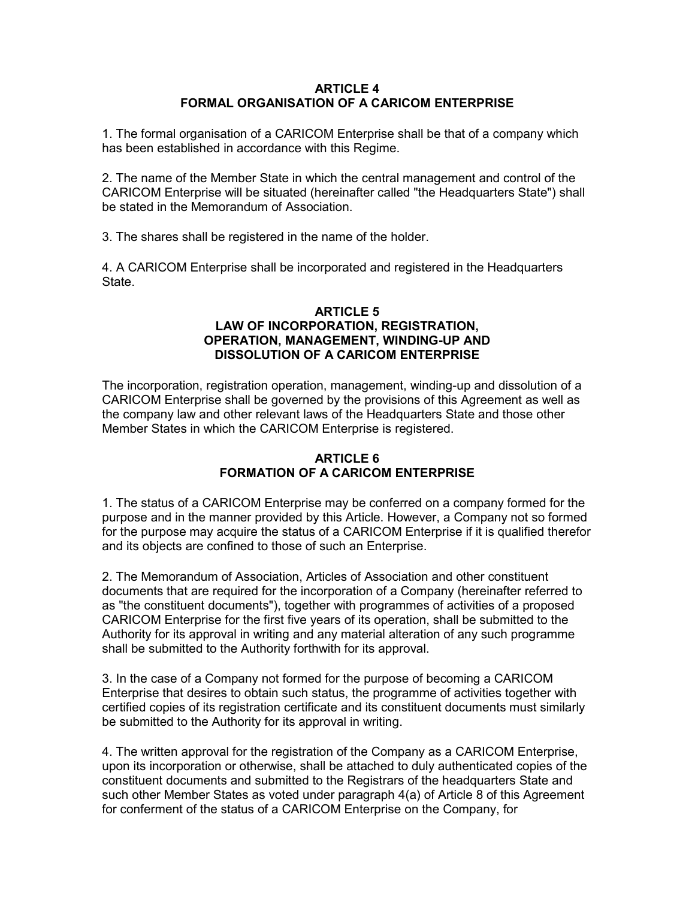## ARTICLE 4
## FORMAL ORGANISATION OF A CARICOM ENTERPRISE

1. The formal organisation of a CARICOM Enterprise shall be that of a company which has been established in accordance with this Regime.

2. The name of the Member State in which the central management and control of the CARICOM Enterprise will be situated (hereinafter called "the Headquarters State") shall be stated in the Memorandum of Association.

3. The shares shall be registered in the name of the holder.

4. A CARICOM Enterprise shall be incorporated and registered in the Headquarters State.

## ARTICLE 5
## LAW OF INCORPORATION, REGISTRATION, OPERATION, MANAGEMENT, WINDING-UP AND DISSOLUTION OF A CARICOM ENTERPRISE

The incorporation, registration operation, management, winding-up and dissolution of a CARICOM Enterprise shall be governed by the provisions of this Agreement as well as the company law and other relevant laws of the Headquarters State and those other Member States in which the CARICOM Enterprise is registered.

## ARTICLE 6
## FORMATION OF A CARICOM ENTERPRISE

1. The status of a CARICOM Enterprise may be conferred on a company formed for the purpose and in the manner provided by this Article. However, a Company not so formed for the purpose may acquire the status of a CARICOM Enterprise if it is qualified therefor and its objects are confined to those of such an Enterprise.

2. The Memorandum of Association, Articles of Association and other constituent documents that are required for the incorporation of a Company (hereinafter referred to as "the constituent documents"), together with programmes of activities of a proposed CARICOM Enterprise for the first five years of its operation, shall be submitted to the Authority for its approval in writing and any material alteration of any such programme shall be submitted to the Authority forthwith for its approval.

3. In the case of a Company not formed for the purpose of becoming a CARICOM Enterprise that desires to obtain such status, the programme of activities together with certified copies of its registration certificate and its constituent documents must similarly be submitted to the Authority for its approval in writing.

4. The written approval for the registration of the Company as a CARICOM Enterprise, upon its incorporation or otherwise, shall be attached to duly authenticated copies of the constituent documents and submitted to the Registrars of the headquarters State and such other Member States as voted under paragraph 4(a) of Article 8 of this Agreement for conferment of the status of a CARICOM Enterprise on the Company, for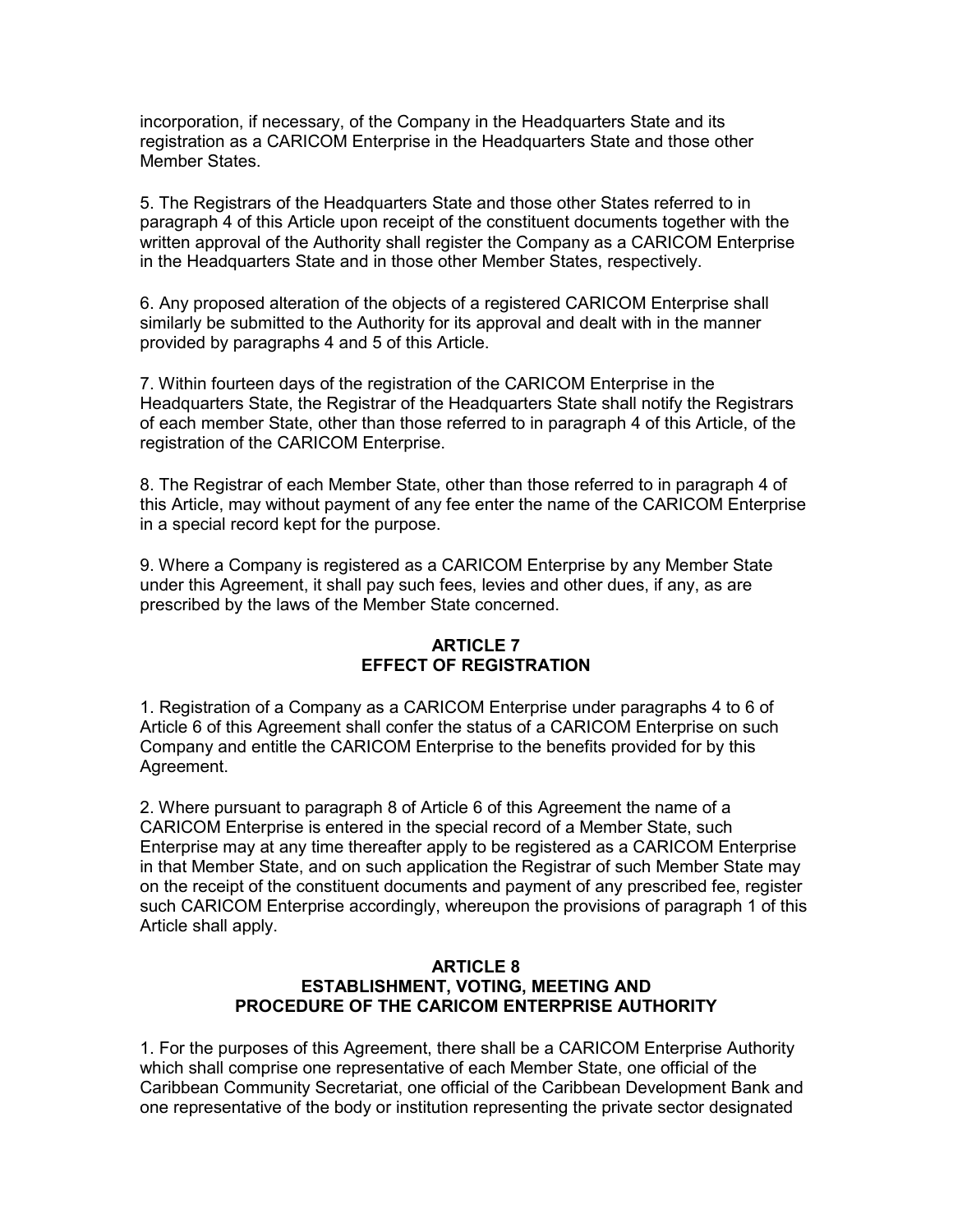incorporation, if necessary, of the Company in the Headquarters State and its registration as a CARICOM Enterprise in the Headquarters State and those other Member States.

5. The Registrars of the Headquarters State and those other States referred to in paragraph 4 of this Article upon receipt of the constituent documents together with the written approval of the Authority shall register the Company as a CARICOM Enterprise in the Headquarters State and in those other Member States, respectively.

6. Any proposed alteration of the objects of a registered CARICOM Enterprise shall similarly be submitted to the Authority for its approval and dealt with in the manner provided by paragraphs 4 and 5 of this Article.

7. Within fourteen days of the registration of the CARICOM Enterprise in the Headquarters State, the Registrar of the Headquarters State shall notify the Registrars of each member State, other than those referred to in paragraph 4 of this Article, of the registration of the CARICOM Enterprise.

8. The Registrar of each Member State, other than those referred to in paragraph 4 of this Article, may without payment of any fee enter the name of the CARICOM Enterprise in a special record kept for the purpose.

9. Where a Company is registered as a CARICOM Enterprise by any Member State under this Agreement, it shall pay such fees, levies and other dues, if any, as are prescribed by the laws of the Member State concerned.

## ARTICLE 7
## EFFECT OF REGISTRATION

1. Registration of a Company as a CARICOM Enterprise under paragraphs 4 to 6 of Article 6 of this Agreement shall confer the status of a CARICOM Enterprise on such Company and entitle the CARICOM Enterprise to the benefits provided for by this Agreement.

2. Where pursuant to paragraph 8 of Article 6 of this Agreement the name of a CARICOM Enterprise is entered in the special record of a Member State, such Enterprise may at any time thereafter apply to be registered as a CARICOM Enterprise in that Member State, and on such application the Registrar of such Member State may on the receipt of the constituent documents and payment of any prescribed fee, register such CARICOM Enterprise accordingly, whereupon the provisions of paragraph 1 of this Article shall apply.

## ARTICLE 8
## ESTABLISHMENT, VOTING, MEETING AND PROCEDURE OF THE CARICOM ENTERPRISE AUTHORITY

1. For the purposes of this Agreement, there shall be a CARICOM Enterprise Authority which shall comprise one representative of each Member State, one official of the Caribbean Community Secretariat, one official of the Caribbean Development Bank and one representative of the body or institution representing the private sector designated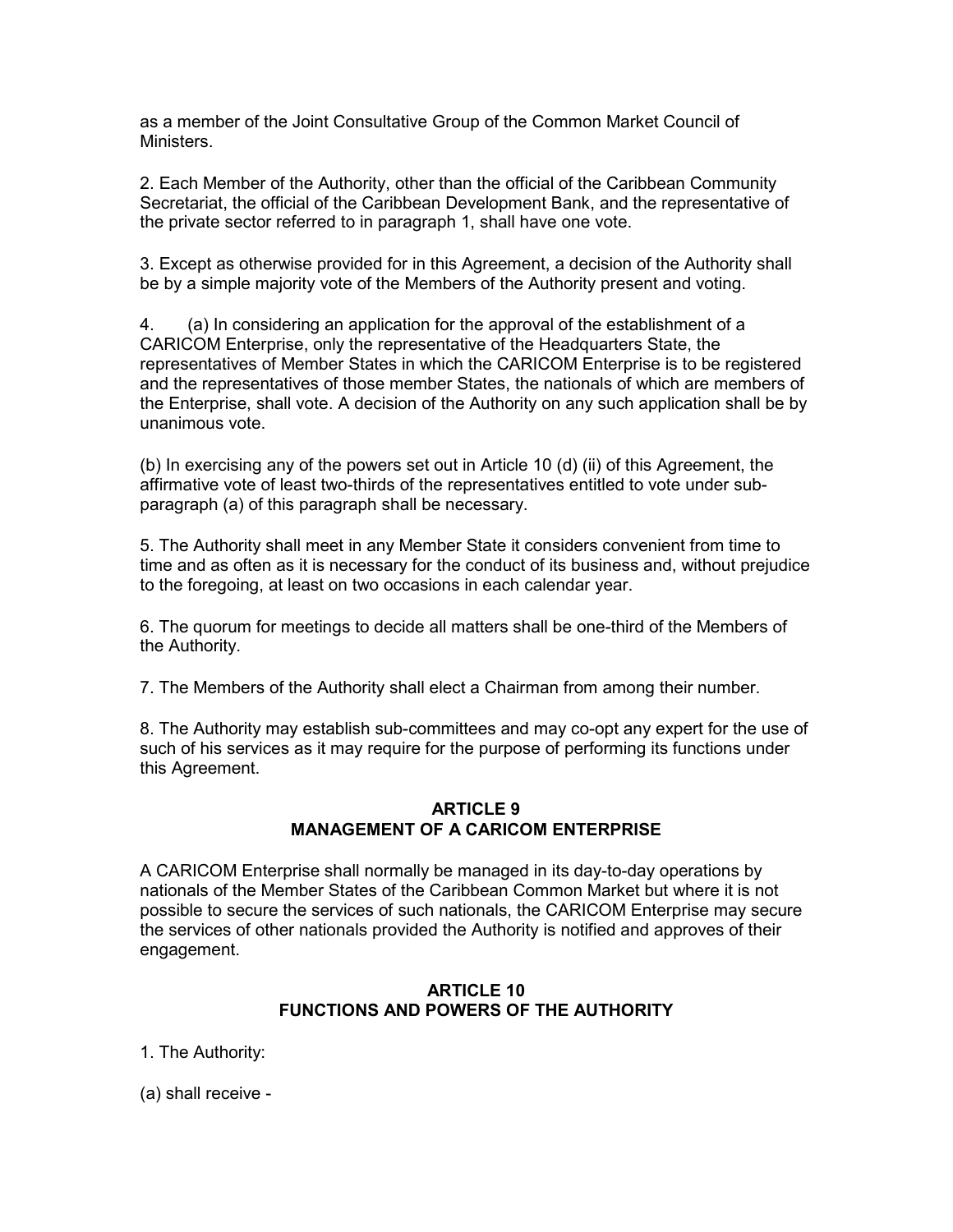as a member of the Joint Consultative Group of the Common Market Council of Ministers.

2. Each Member of the Authority, other than the official of the Caribbean Community Secretariat, the official of the Caribbean Development Bank, and the representative of the private sector referred to in paragraph 1, shall have one vote.

3. Except as otherwise provided for in this Agreement, a decision of the Authority shall be by a simple majority vote of the Members of the Authority present and voting.

4. (a) In considering an application for the approval of the establishment of a CARICOM Enterprise, only the representative of the Headquarters State, the representatives of Member States in which the CARICOM Enterprise is to be registered and the representatives of those member States, the nationals of which are members of the Enterprise, shall vote. A decision of the Authority on any such application shall be by unanimous vote.

(b) In exercising any of the powers set out in Article 10 (d) (ii) of this Agreement, the affirmative vote of least two-thirds of the representatives entitled to vote under sub-paragraph (a) of this paragraph shall be necessary.

5. The Authority shall meet in any Member State it considers convenient from time to time and as often as it is necessary for the conduct of its business and, without prejudice to the foregoing, at least on two occasions in each calendar year.

6. The quorum for meetings to decide all matters shall be one-third of the Members of the Authority.

7. The Members of the Authority shall elect a Chairman from among their number.

8. The Authority may establish sub-committees and may co-opt any expert for the use of such of his services as it may require for the purpose of performing its functions under this Agreement.

## ARTICLE 9
## MANAGEMENT OF A CARICOM ENTERPRISE

A CARICOM Enterprise shall normally be managed in its day-to-day operations by nationals of the Member States of the Caribbean Common Market but where it is not possible to secure the services of such nationals, the CARICOM Enterprise may secure the services of other nationals provided the Authority is notified and approves of their engagement.

## ARTICLE 10
## FUNCTIONS AND POWERS OF THE AUTHORITY

1. The Authority:

(a) shall receive -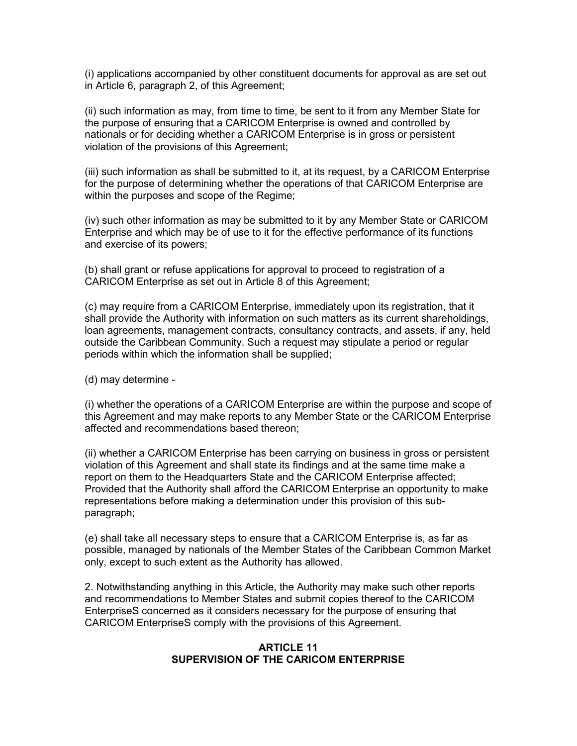(i) applications accompanied by other constituent documents for approval as are set out in Article 6, paragraph 2, of this Agreement;

(ii) such information as may, from time to time, be sent to it from any Member State for the purpose of ensuring that a CARICOM Enterprise is owned and controlled by nationals or for deciding whether a CARICOM Enterprise is in gross or persistent violation of the provisions of this Agreement;

(iii) such information as shall be submitted to it, at its request, by a CARICOM Enterprise for the purpose of determining whether the operations of that CARICOM Enterprise are within the purposes and scope of the Regime;

(iv) such other information as may be submitted to it by any Member State or CARICOM Enterprise and which may be of use to it for the effective performance of its functions and exercise of its powers;

(b) shall grant or refuse applications for approval to proceed to registration of a CARICOM Enterprise as set out in Article 8 of this Agreement;

(c) may require from a CARICOM Enterprise, immediately upon its registration, that it shall provide the Authority with information on such matters as its current shareholdings, loan agreements, management contracts, consultancy contracts, and assets, if any, held outside the Caribbean Community. Such a request may stipulate a period or regular periods within which the information shall be supplied;

(d) may determine -

(i) whether the operations of a CARICOM Enterprise are within the purpose and scope of this Agreement and may make reports to any Member State or the CARICOM Enterprise affected and recommendations based thereon;

(ii) whether a CARICOM Enterprise has been carrying on business in gross or persistent violation of this Agreement and shall state its findings and at the same time make a report on them to the Headquarters State and the CARICOM Enterprise affected; Provided that the Authority shall afford the CARICOM Enterprise an opportunity to make representations before making a determination under this provision of this sub-paragraph;

(e) shall take all necessary steps to ensure that a CARICOM Enterprise is, as far as possible, managed by nationals of the Member States of the Caribbean Common Market only, except to such extent as the Authority has allowed.

2. Notwithstanding anything in this Article, the Authority may make such other reports and recommendations to Member States and submit copies thereof to the CARICOM EnterpriseS concerned as it considers necessary for the purpose of ensuring that CARICOM EnterpriseS comply with the provisions of this Agreement.

## ARTICLE 11
## SUPERVISION OF THE CARICOM ENTERPRISE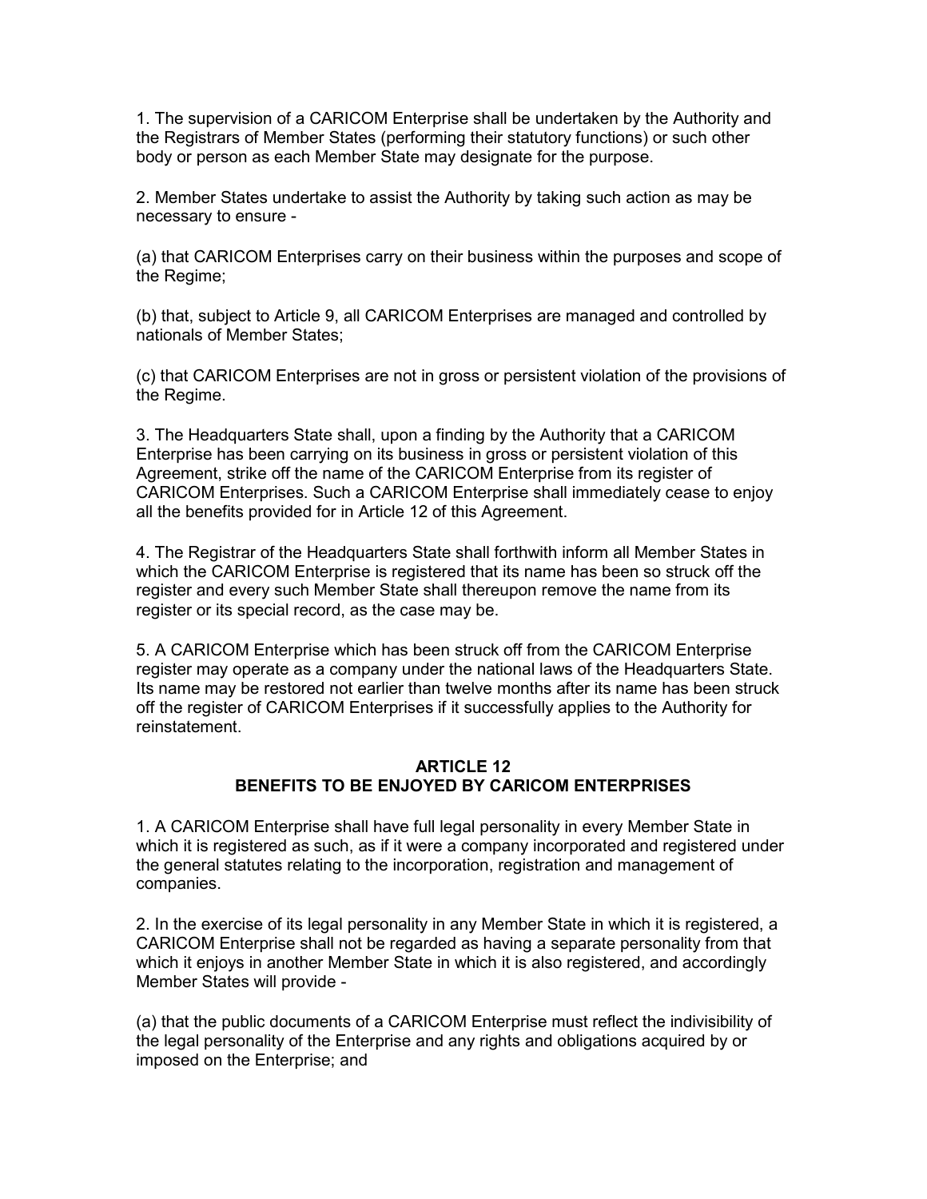1. The supervision of a CARICOM Enterprise shall be undertaken by the Authority and the Registrars of Member States (performing their statutory functions) or such other body or person as each Member State may designate for the purpose.

2. Member States undertake to assist the Authority by taking such action as may be necessary to ensure -

(a) that CARICOM Enterprises carry on their business within the purposes and scope of the Regime;

(b) that, subject to Article 9, all CARICOM Enterprises are managed and controlled by nationals of Member States;

(c) that CARICOM Enterprises are not in gross or persistent violation of the provisions of the Regime.

3. The Headquarters State shall, upon a finding by the Authority that a CARICOM Enterprise has been carrying on its business in gross or persistent violation of this Agreement, strike off the name of the CARICOM Enterprise from its register of CARICOM Enterprises. Such a CARICOM Enterprise shall immediately cease to enjoy all the benefits provided for in Article 12 of this Agreement.

4. The Registrar of the Headquarters State shall forthwith inform all Member States in which the CARICOM Enterprise is registered that its name has been so struck off the register and every such Member State shall thereupon remove the name from its register or its special record, as the case may be.

5. A CARICOM Enterprise which has been struck off from the CARICOM Enterprise register may operate as a company under the national laws of the Headquarters State. Its name may be restored not earlier than twelve months after its name has been struck off the register of CARICOM Enterprises if it successfully applies to the Authority for reinstatement.

## ARTICLE 12
## BENEFITS TO BE ENJOYED BY CARICOM ENTERPRISES

1. A CARICOM Enterprise shall have full legal personality in every Member State in which it is registered as such, as if it were a company incorporated and registered under the general statutes relating to the incorporation, registration and management of companies.

2. In the exercise of its legal personality in any Member State in which it is registered, a CARICOM Enterprise shall not be regarded as having a separate personality from that which it enjoys in another Member State in which it is also registered, and accordingly Member States will provide -

(a) that the public documents of a CARICOM Enterprise must reflect the indivisibility of the legal personality of the Enterprise and any rights and obligations acquired by or imposed on the Enterprise; and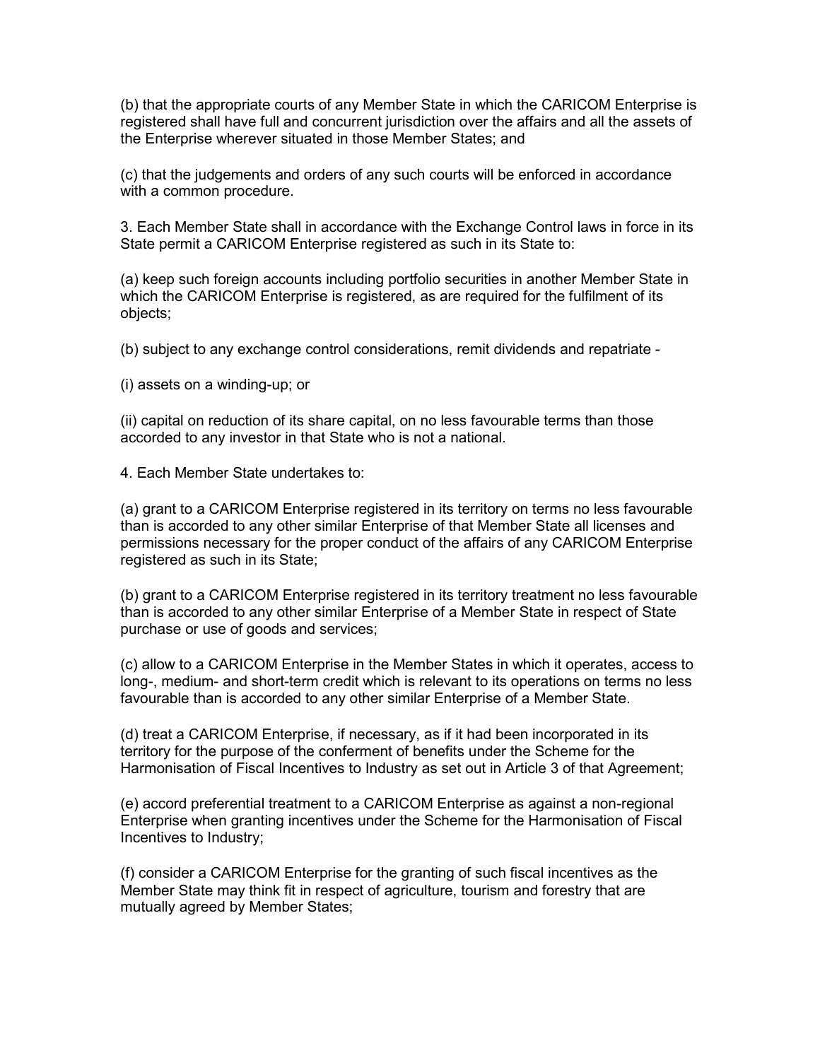(b) that the appropriate courts of any Member State in which the CARICOM Enterprise is registered shall have full and concurrent jurisdiction over the affairs and all the assets of the Enterprise wherever situated in those Member States; and

(c) that the judgements and orders of any such courts will be enforced in accordance with a common procedure.

3. Each Member State shall in accordance with the Exchange Control laws in force in its State permit a CARICOM Enterprise registered as such in its State to:

(a) keep such foreign accounts including portfolio securities in another Member State in which the CARICOM Enterprise is registered, as are required for the fulfilment of its objects;

(b) subject to any exchange control considerations, remit dividends and repatriate -

(i) assets on a winding-up; or

(ii) capital on reduction of its share capital, on no less favourable terms than those accorded to any investor in that State who is not a national.

4. Each Member State undertakes to:

(a) grant to a CARICOM Enterprise registered in its territory on terms no less favourable than is accorded to any other similar Enterprise of that Member State all licenses and permissions necessary for the proper conduct of the affairs of any CARICOM Enterprise registered as such in its State;

(b) grant to a CARICOM Enterprise registered in its territory treatment no less favourable than is accorded to any other similar Enterprise of a Member State in respect of State purchase or use of goods and services;

(c) allow to a CARICOM Enterprise in the Member States in which it operates, access to long-, medium- and short-term credit which is relevant to its operations on terms no less favourable than is accorded to any other similar Enterprise of a Member State.

(d) treat a CARICOM Enterprise, if necessary, as if it had been incorporated in its territory for the purpose of the conferment of benefits under the Scheme for the Harmonisation of Fiscal Incentives to Industry as set out in Article 3 of that Agreement;

(e) accord preferential treatment to a CARICOM Enterprise as against a non-regional Enterprise when granting incentives under the Scheme for the Harmonisation of Fiscal Incentives to Industry;

(f) consider a CARICOM Enterprise for the granting of such fiscal incentives as the Member State may think fit in respect of agriculture, tourism and forestry that are mutually agreed by Member States;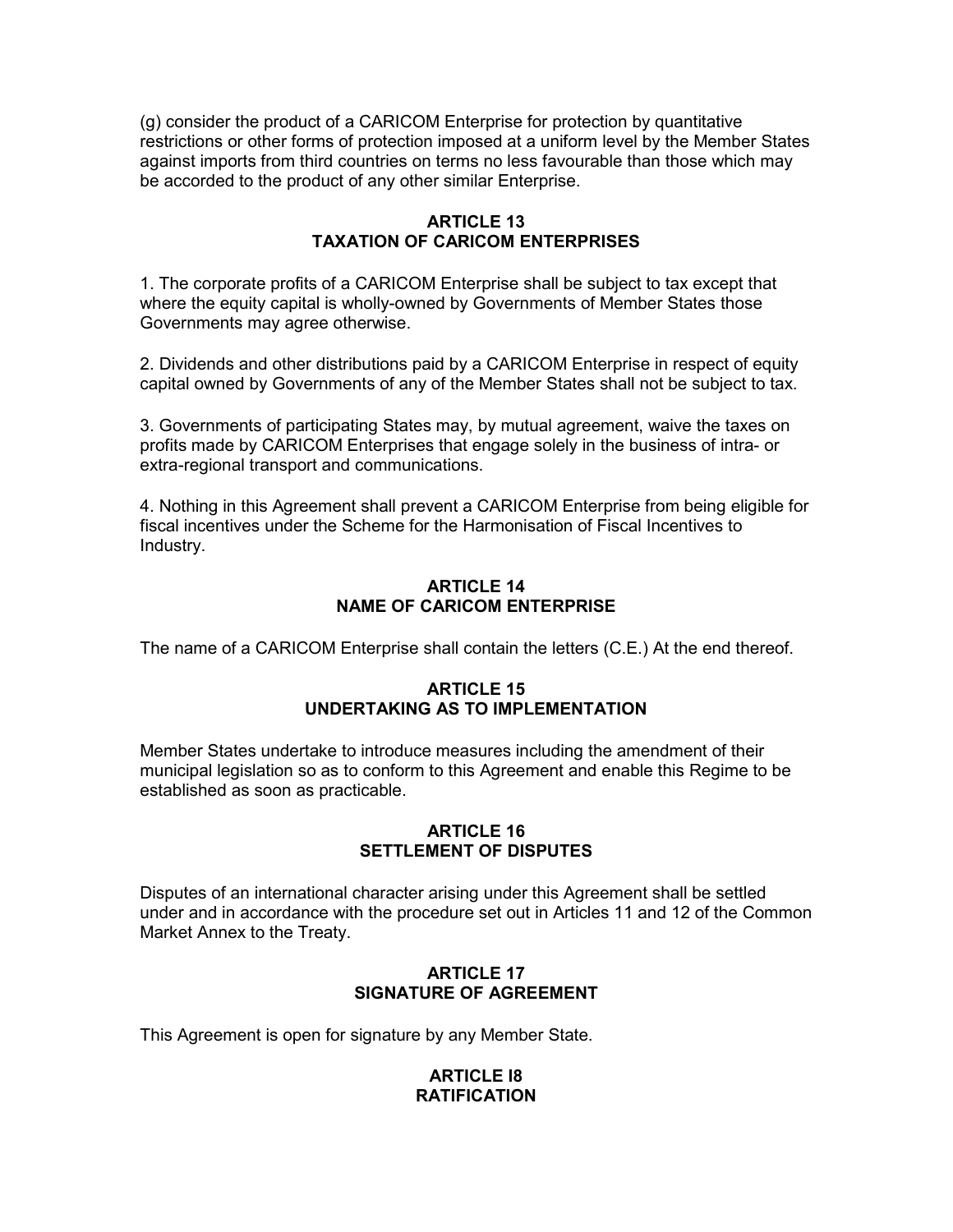(g) consider the product of a CARICOM Enterprise for protection by quantitative restrictions or other forms of protection imposed at a uniform level by the Member States against imports from third countries on terms no less favourable than those which may be accorded to the product of any other similar Enterprise.

**ARTICLE 13**
**TAXATION OF CARICOM ENTERPRISES**

1. The corporate profits of a CARICOM Enterprise shall be subject to tax except that where the equity capital is wholly-owned by Governments of Member States those Governments may agree otherwise.

2. Dividends and other distributions paid by a CARICOM Enterprise in respect of equity capital owned by Governments of any of the Member States shall not be subject to tax.

3. Governments of participating States may, by mutual agreement, waive the taxes on profits made by CARICOM Enterprises that engage solely in the business of intra- or extra-regional transport and communications.

4. Nothing in this Agreement shall prevent a CARICOM Enterprise from being eligible for fiscal incentives under the Scheme for the Harmonisation of Fiscal Incentives to Industry.

**ARTICLE 14**
**NAME OF CARICOM ENTERPRISE**

The name of a CARICOM Enterprise shall contain the letters (C.E.) At the end thereof.

**ARTICLE 15**
**UNDERTAKING AS TO IMPLEMENTATION**

Member States undertake to introduce measures including the amendment of their municipal legislation so as to conform to this Agreement and enable this Regime to be established as soon as practicable.

**ARTICLE 16**
**SETTLEMENT OF DISPUTES**

Disputes of an international character arising under this Agreement shall be settled under and in accordance with the procedure set out in Articles 11 and 12 of the Common Market Annex to the Treaty.

**ARTICLE 17**
**SIGNATURE OF AGREEMENT**

This Agreement is open for signature by any Member State.

**ARTICLE I8**
**RATIFICATION**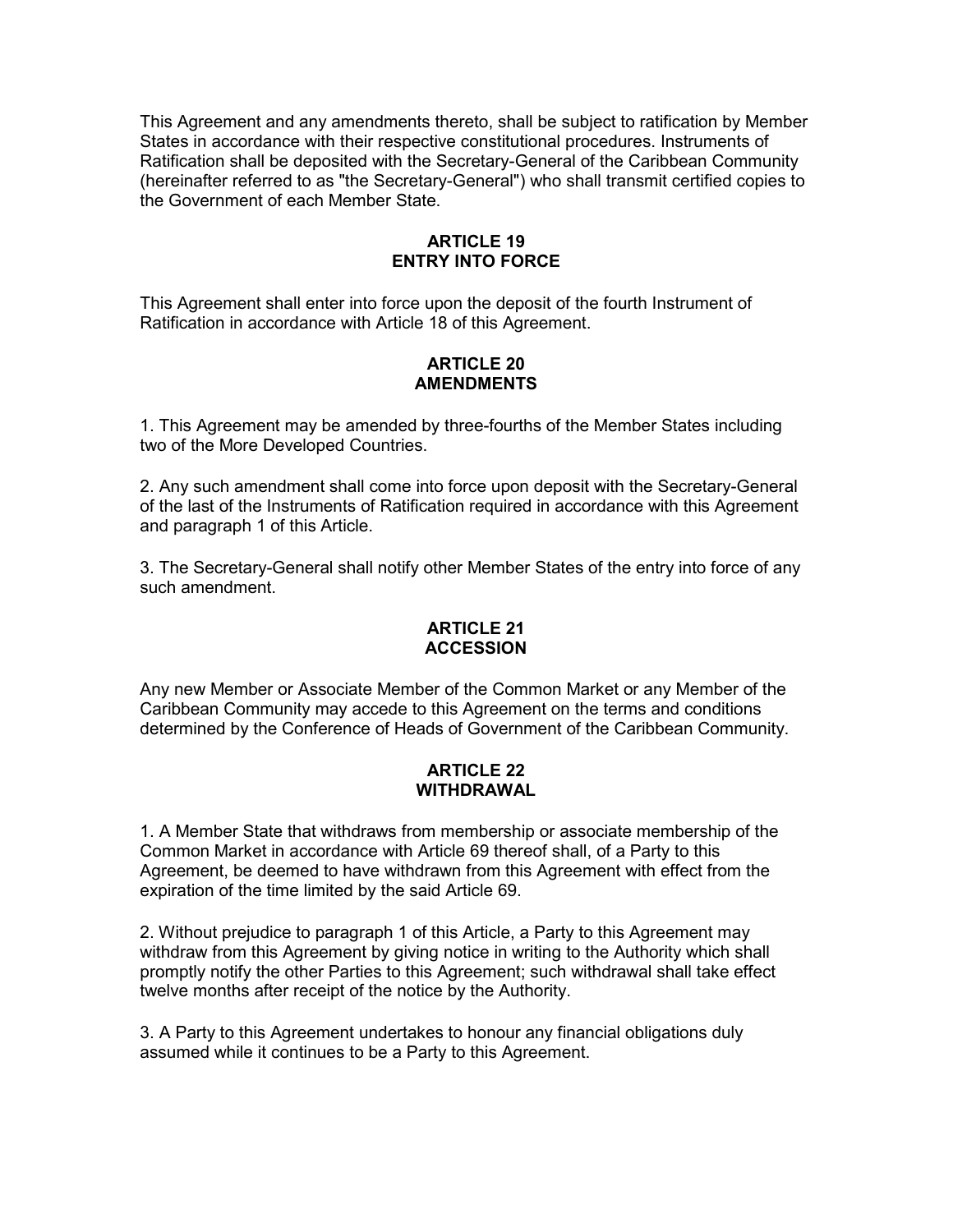This Agreement and any amendments thereto, shall be subject to ratification by Member States in accordance with their respective constitutional procedures. Instruments of Ratification shall be deposited with the Secretary-General of the Caribbean Community (hereinafter referred to as "the Secretary-General") who shall transmit certified copies to the Government of each Member State.

**ARTICLE 19**
**ENTRY INTO FORCE**

This Agreement shall enter into force upon the deposit of the fourth Instrument of Ratification in accordance with Article 18 of this Agreement.

**ARTICLE 20**
**AMENDMENTS**

1. This Agreement may be amended by three-fourths of the Member States including two of the More Developed Countries.

2. Any such amendment shall come into force upon deposit with the Secretary-General of the last of the Instruments of Ratification required in accordance with this Agreement and paragraph 1 of this Article.

3. The Secretary-General shall notify other Member States of the entry into force of any such amendment.

**ARTICLE 21**
**ACCESSION**

Any new Member or Associate Member of the Common Market or any Member of the Caribbean Community may accede to this Agreement on the terms and conditions determined by the Conference of Heads of Government of the Caribbean Community.

**ARTICLE 22**
**WITHDRAWAL**

1. A Member State that withdraws from membership or associate membership of the Common Market in accordance with Article 69 thereof shall, of a Party to this Agreement, be deemed to have withdrawn from this Agreement with effect from the expiration of the time limited by the said Article 69.

2. Without prejudice to paragraph 1 of this Article, a Party to this Agreement may withdraw from this Agreement by giving notice in writing to the Authority which shall promptly notify the other Parties to this Agreement; such withdrawal shall take effect twelve months after receipt of the notice by the Authority.

3. A Party to this Agreement undertakes to honour any financial obligations duly assumed while it continues to be a Party to this Agreement.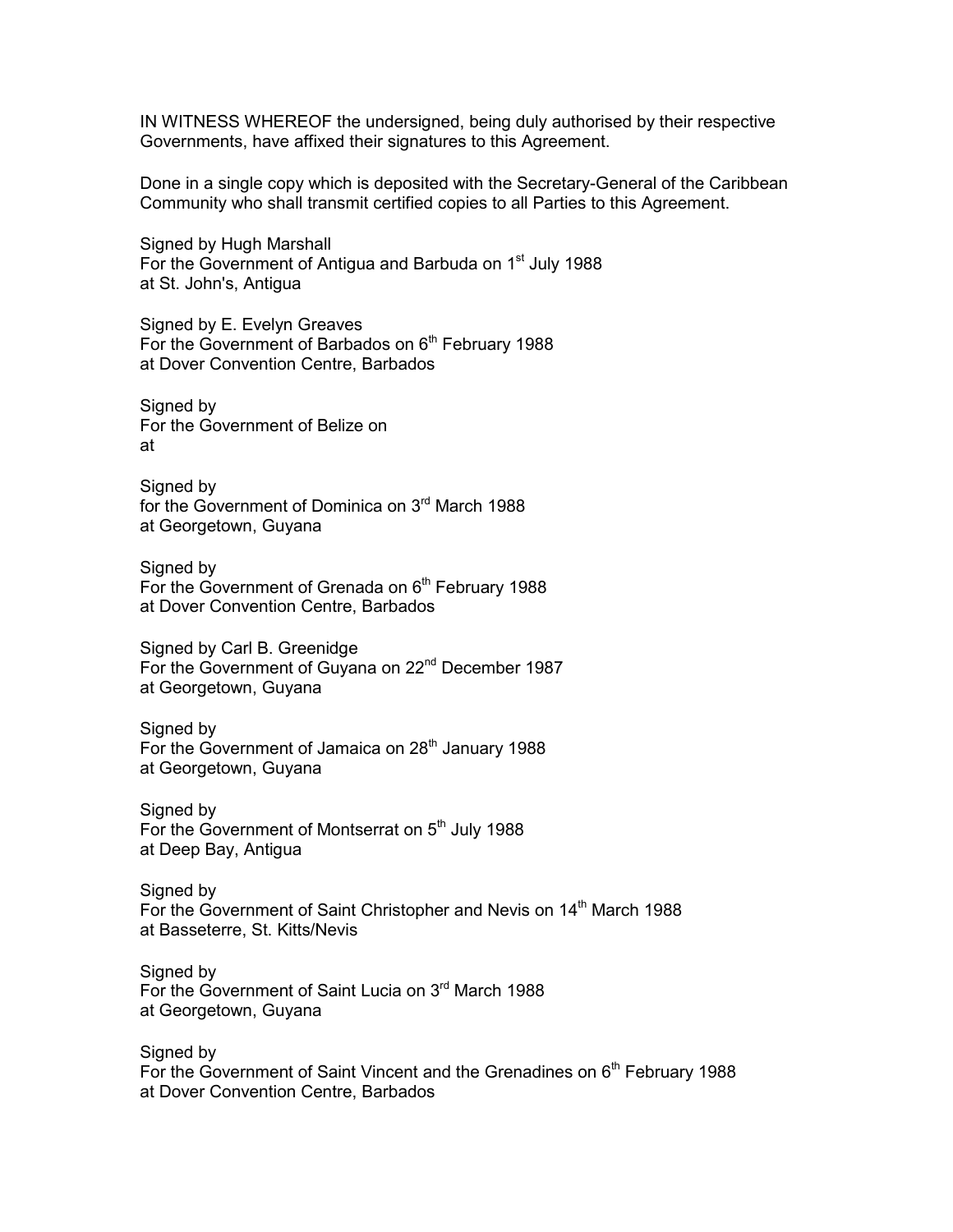IN WITNESS WHEREOF the undersigned, being duly authorised by their respective Governments, have affixed their signatures to this Agreement.

Done in a single copy which is deposited with the Secretary-General of the Caribbean Community who shall transmit certified copies to all Parties to this Agreement.

Signed by Hugh Marshall  
For the Government of Antigua and Barbuda on 1st July 1988  
at St. John's, Antigua

Signed by E. Evelyn Greaves  
For the Government of Barbados on 6th February 1988  
at Dover Convention Centre, Barbados

Signed by  
For the Government of Belize on  
at

Signed by  
for the Government of Dominica on 3rd March 1988  
at Georgetown, Guyana

Signed by  
For the Government of Grenada on 6th February 1988  
at Dover Convention Centre, Barbados

Signed by Carl B. Greenidge  
For the Government of Guyana on 22nd December 1987  
at Georgetown, Guyana

Signed by  
For the Government of Jamaica on 28th January 1988  
at Georgetown, Guyana

Signed by  
For the Government of Montserrat on 5th July 1988  
at Deep Bay, Antigua

Signed by  
For the Government of Saint Christopher and Nevis on 14th March 1988  
at Basseterre, St. Kitts/Nevis

Signed by  
For the Government of Saint Lucia on 3rd March 1988  
at Georgetown, Guyana

Signed by  
For the Government of Saint Vincent and the Grenadines on 6th February 1988  
at Dover Convention Centre, Barbados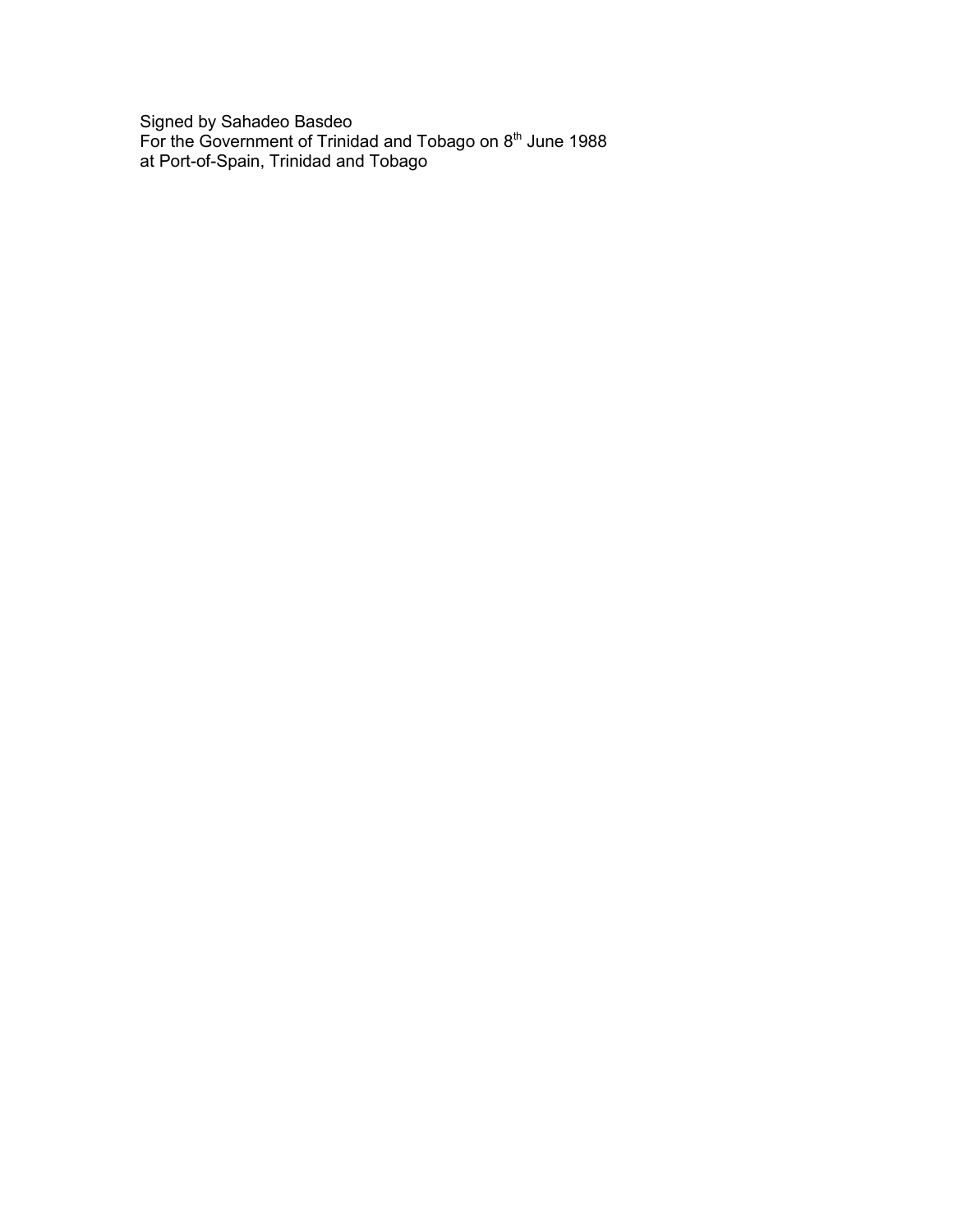Signed by Sahadeo Basdeo
For the Government of Trinidad and Tobago on 8th June 1988
at Port-of-Spain, Trinidad and Tobago